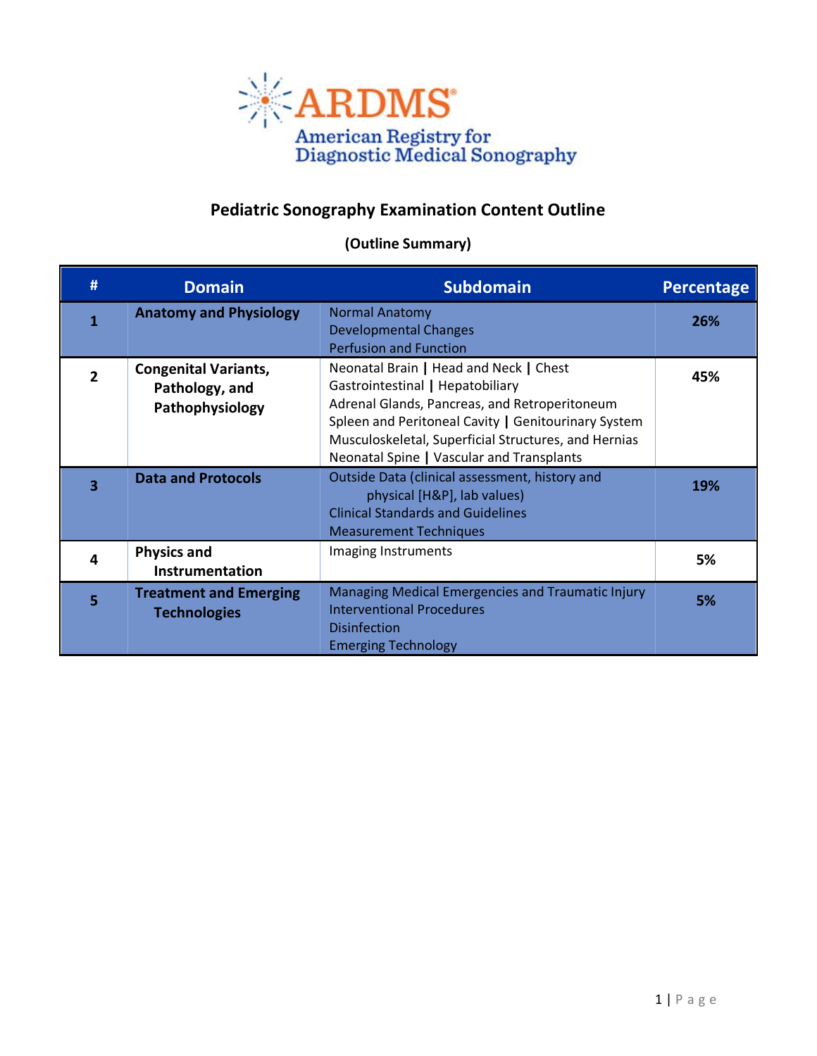ARDMS
American Registry for Diagnostic Medical Sonography

# Pediatric Sonography Examination Content Outline

## (Outline Summary)

| # | Domain | Subdomain | Percentage |
|---|---|---|---|
| 1 | **Anatomy and Physiology** | Normal Anatomy<br>Developmental Changes<br>Perfusion and Function | **26%** |
| 2 | **Congenital Variants, Pathology, and Pathophysiology** | Neonatal Brain \| Head and Neck \| Chest<br>Gastrointestinal \| Hepatobiliary<br>Adrenal Glands, Pancreas, and Retroperitoneum<br>Spleen and Peritoneal Cavity \| Genitourinary System<br>Musculoskeletal, Superficial Structures, and Hernias<br>Neonatal Spine \| Vascular and Transplants | **45%** |
| 3 | **Data and Protocols** | Outside Data (clinical assessment, history and physical [H&P], lab values)<br>Clinical Standards and Guidelines<br>Measurement Techniques | **19%** |
| 4 | **Physics and Instrumentation** | Imaging Instruments | **5%** |
| 5 | **Treatment and Emerging Technologies** | Managing Medical Emergencies and Traumatic Injury<br>Interventional Procedures<br>Disinfection<br>Emerging Technology | **5%** |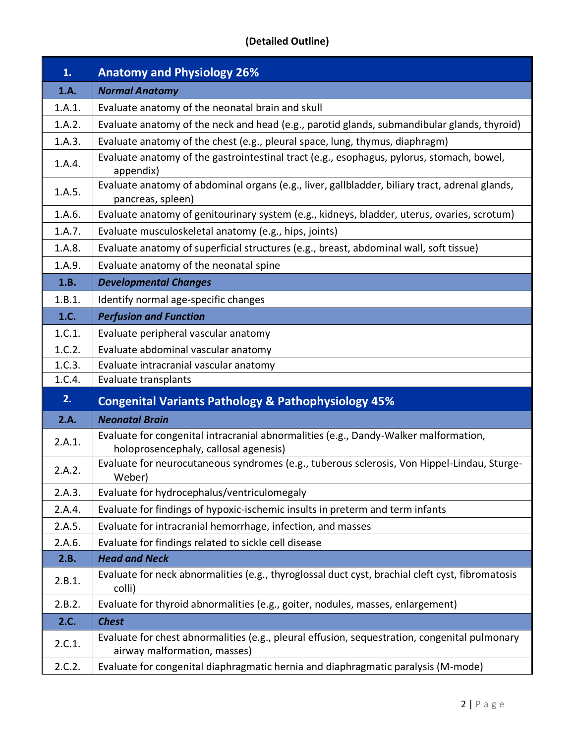**(Detailed Outline)**

| 1. | Anatomy and Physiology 26% |
|---|---|
| **1.A.** | ***Normal Anatomy*** |
| 1.A.1. | Evaluate anatomy of the neonatal brain and skull |
| 1.A.2. | Evaluate anatomy of the neck and head (e.g., parotid glands, submandibular glands, thyroid) |
| 1.A.3. | Evaluate anatomy of the chest (e.g., pleural space, lung, thymus, diaphragm) |
| 1.A.4. | Evaluate anatomy of the gastrointestinal tract (e.g., esophagus, pylorus, stomach, bowel, appendix) |
| 1.A.5. | Evaluate anatomy of abdominal organs (e.g., liver, gallbladder, biliary tract, adrenal glands, pancreas, spleen) |
| 1.A.6. | Evaluate anatomy of genitourinary system (e.g., kidneys, bladder, uterus, ovaries, scrotum) |
| 1.A.7. | Evaluate musculoskeletal anatomy (e.g., hips, joints) |
| 1.A.8. | Evaluate anatomy of superficial structures (e.g., breast, abdominal wall, soft tissue) |
| 1.A.9. | Evaluate anatomy of the neonatal spine |
| **1.B.** | ***Developmental Changes*** |
| 1.B.1. | Identify normal age-specific changes |
| **1.C.** | ***Perfusion and Function*** |
| 1.C.1. | Evaluate peripheral vascular anatomy |
| 1.C.2. | Evaluate abdominal vascular anatomy |
| 1.C.3. | Evaluate intracranial vascular anatomy |
| 1.C.4. | Evaluate transplants |
| **2.** | **Congenital Variants Pathology & Pathophysiology 45%** |
| **2.A.** | ***Neonatal Brain*** |
| 2.A.1. | Evaluate for congenital intracranial abnormalities (e.g., Dandy-Walker malformation, holoprosencephaly, callosal agenesis) |
| 2.A.2. | Evaluate for neurocutaneous syndromes (e.g., tuberous sclerosis, Von Hippel-Lindau, Sturge-Weber) |
| 2.A.3. | Evaluate for hydrocephalus/ventriculomegaly |
| 2.A.4. | Evaluate for findings of hypoxic-ischemic insults in preterm and term infants |
| 2.A.5. | Evaluate for intracranial hemorrhage, infection, and masses |
| 2.A.6. | Evaluate for findings related to sickle cell disease |
| **2.B.** | ***Head and Neck*** |
| 2.B.1. | Evaluate for neck abnormalities (e.g., thyroglossal duct cyst, brachial cleft cyst, fibromatosis colli) |
| 2.B.2. | Evaluate for thyroid abnormalities (e.g., goiter, nodules, masses, enlargement) |
| **2.C.** | ***Chest*** |
| 2.C.1. | Evaluate for chest abnormalities (e.g., pleural effusion, sequestration, congenital pulmonary airway malformation, masses) |
| 2.C.2. | Evaluate for congenital diaphragmatic hernia and diaphragmatic paralysis (M-mode) |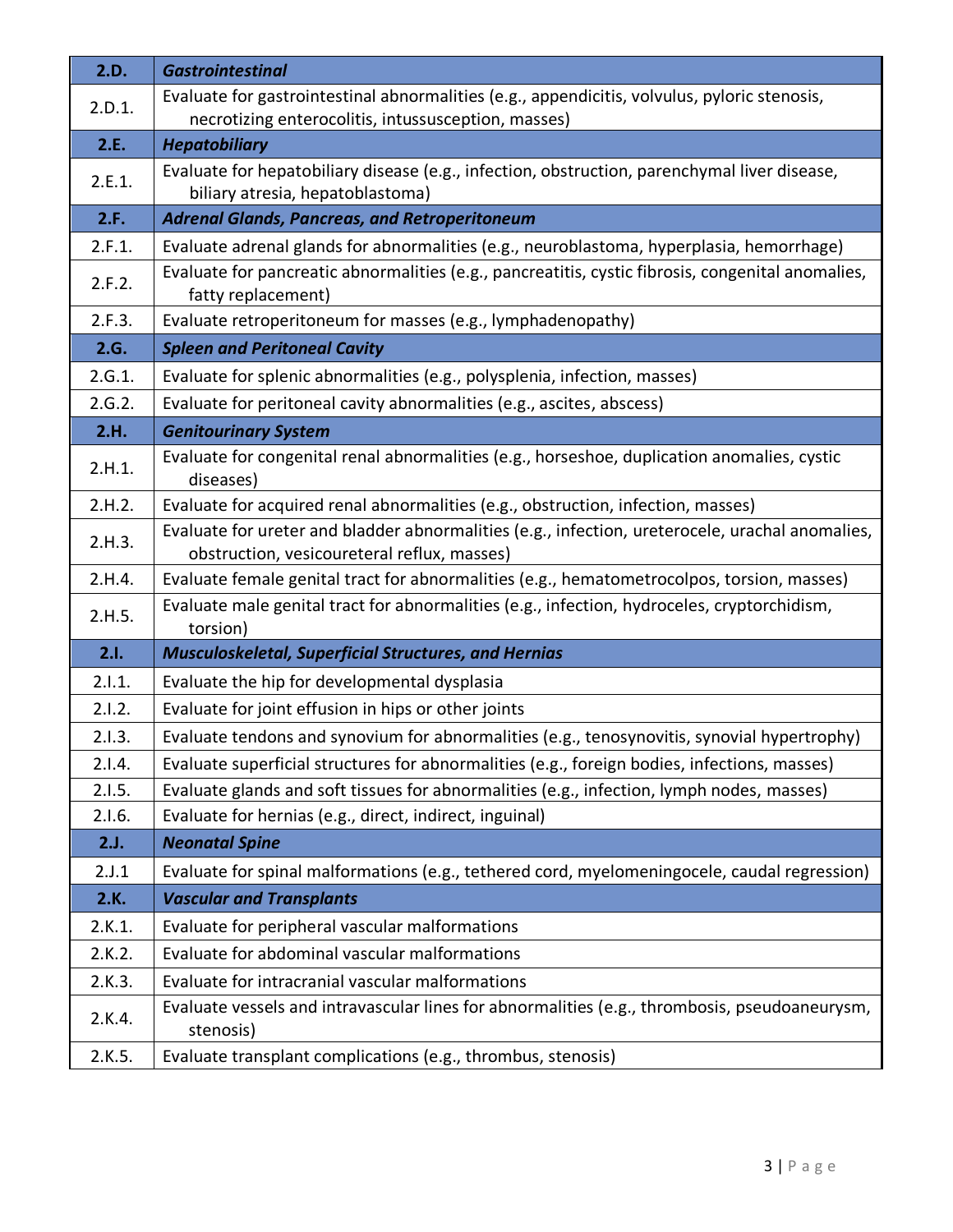| | |
|---|---|
| **2.D.** | ***Gastrointestinal*** |
| 2.D.1. | Evaluate for gastrointestinal abnormalities (e.g., appendicitis, volvulus, pyloric stenosis, necrotizing enterocolitis, intussusception, masses) |
| **2.E.** | ***Hepatobiliary*** |
| 2.E.1. | Evaluate for hepatobiliary disease (e.g., infection, obstruction, parenchymal liver disease, biliary atresia, hepatoblastoma) |
| **2.F.** | ***Adrenal Glands, Pancreas, and Retroperitoneum*** |
| 2.F.1. | Evaluate adrenal glands for abnormalities (e.g., neuroblastoma, hyperplasia, hemorrhage) |
| 2.F.2. | Evaluate for pancreatic abnormalities (e.g., pancreatitis, cystic fibrosis, congenital anomalies, fatty replacement) |
| 2.F.3. | Evaluate retroperitoneum for masses (e.g., lymphadenopathy) |
| **2.G.** | ***Spleen and Peritoneal Cavity*** |
| 2.G.1. | Evaluate for splenic abnormalities (e.g., polysplenia, infection, masses) |
| 2.G.2. | Evaluate for peritoneal cavity abnormalities (e.g., ascites, abscess) |
| **2.H.** | ***Genitourinary System*** |
| 2.H.1. | Evaluate for congenital renal abnormalities (e.g., horseshoe, duplication anomalies, cystic diseases) |
| 2.H.2. | Evaluate for acquired renal abnormalities (e.g., obstruction, infection, masses) |
| 2.H.3. | Evaluate for ureter and bladder abnormalities (e.g., infection, ureterocele, urachal anomalies, obstruction, vesicoureteral reflux, masses) |
| 2.H.4. | Evaluate female genital tract for abnormalities (e.g., hematometrocolpos, torsion, masses) |
| 2.H.5. | Evaluate male genital tract for abnormalities (e.g., infection, hydroceles, cryptorchidism, torsion) |
| **2.I.** | ***Musculoskeletal, Superficial Structures, and Hernias*** |
| 2.I.1. | Evaluate the hip for developmental dysplasia |
| 2.I.2. | Evaluate for joint effusion in hips or other joints |
| 2.I.3. | Evaluate tendons and synovium for abnormalities (e.g., tenosynovitis, synovial hypertrophy) |
| 2.I.4. | Evaluate superficial structures for abnormalities (e.g., foreign bodies, infections, masses) |
| 2.I.5. | Evaluate glands and soft tissues for abnormalities (e.g., infection, lymph nodes, masses) |
| 2.I.6. | Evaluate for hernias (e.g., direct, indirect, inguinal) |
| **2.J.** | ***Neonatal Spine*** |
| 2.J.1 | Evaluate for spinal malformations (e.g., tethered cord, myelomeningocele, caudal regression) |
| **2.K.** | ***Vascular and Transplants*** |
| 2.K.1. | Evaluate for peripheral vascular malformations |
| 2.K.2. | Evaluate for abdominal vascular malformations |
| 2.K.3. | Evaluate for intracranial vascular malformations |
| 2.K.4. | Evaluate vessels and intravascular lines for abnormalities (e.g., thrombosis, pseudoaneurysm, stenosis) |
| 2.K.5. | Evaluate transplant complications (e.g., thrombus, stenosis) |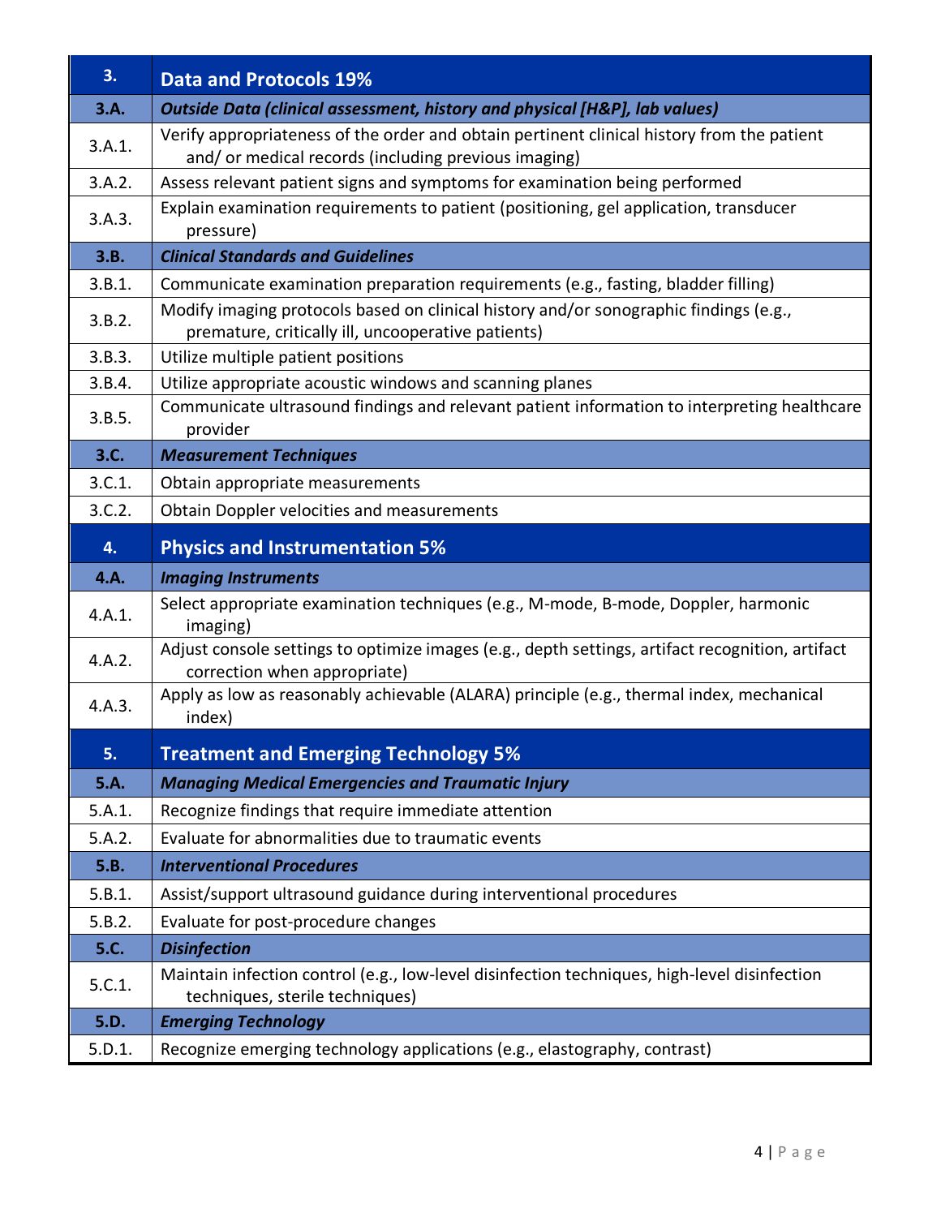| | |
|---|---|
| **3.** | **Data and Protocols 19%** |
| **3.A.** | ***Outside Data (clinical assessment, history and physical [H&P], lab values)*** |
| 3.A.1. | Verify appropriateness of the order and obtain pertinent clinical history from the patient and/ or medical records (including previous imaging) |
| 3.A.2. | Assess relevant patient signs and symptoms for examination being performed |
| 3.A.3. | Explain examination requirements to patient (positioning, gel application, transducer pressure) |
| **3.B.** | ***Clinical Standards and Guidelines*** |
| 3.B.1. | Communicate examination preparation requirements (e.g., fasting, bladder filling) |
| 3.B.2. | Modify imaging protocols based on clinical history and/or sonographic findings (e.g., premature, critically ill, uncooperative patients) |
| 3.B.3. | Utilize multiple patient positions |
| 3.B.4. | Utilize appropriate acoustic windows and scanning planes |
| 3.B.5. | Communicate ultrasound findings and relevant patient information to interpreting healthcare provider |
| **3.C.** | ***Measurement Techniques*** |
| 3.C.1. | Obtain appropriate measurements |
| 3.C.2. | Obtain Doppler velocities and measurements |
| **4.** | **Physics and Instrumentation 5%** |
| **4.A.** | ***Imaging Instruments*** |
| 4.A.1. | Select appropriate examination techniques (e.g., M-mode, B-mode, Doppler, harmonic imaging) |
| 4.A.2. | Adjust console settings to optimize images (e.g., depth settings, artifact recognition, artifact correction when appropriate) |
| 4.A.3. | Apply as low as reasonably achievable (ALARA) principle (e.g., thermal index, mechanical index) |
| **5.** | **Treatment and Emerging Technology 5%** |
| **5.A.** | ***Managing Medical Emergencies and Traumatic Injury*** |
| 5.A.1. | Recognize findings that require immediate attention |
| 5.A.2. | Evaluate for abnormalities due to traumatic events |
| **5.B.** | ***Interventional Procedures*** |
| 5.B.1. | Assist/support ultrasound guidance during interventional procedures |
| 5.B.2. | Evaluate for post-procedure changes |
| **5.C.** | ***Disinfection*** |
| 5.C.1. | Maintain infection control (e.g., low-level disinfection techniques, high-level disinfection techniques, sterile techniques) |
| **5.D.** | ***Emerging Technology*** |
| 5.D.1. | Recognize emerging technology applications (e.g., elastography, contrast) |